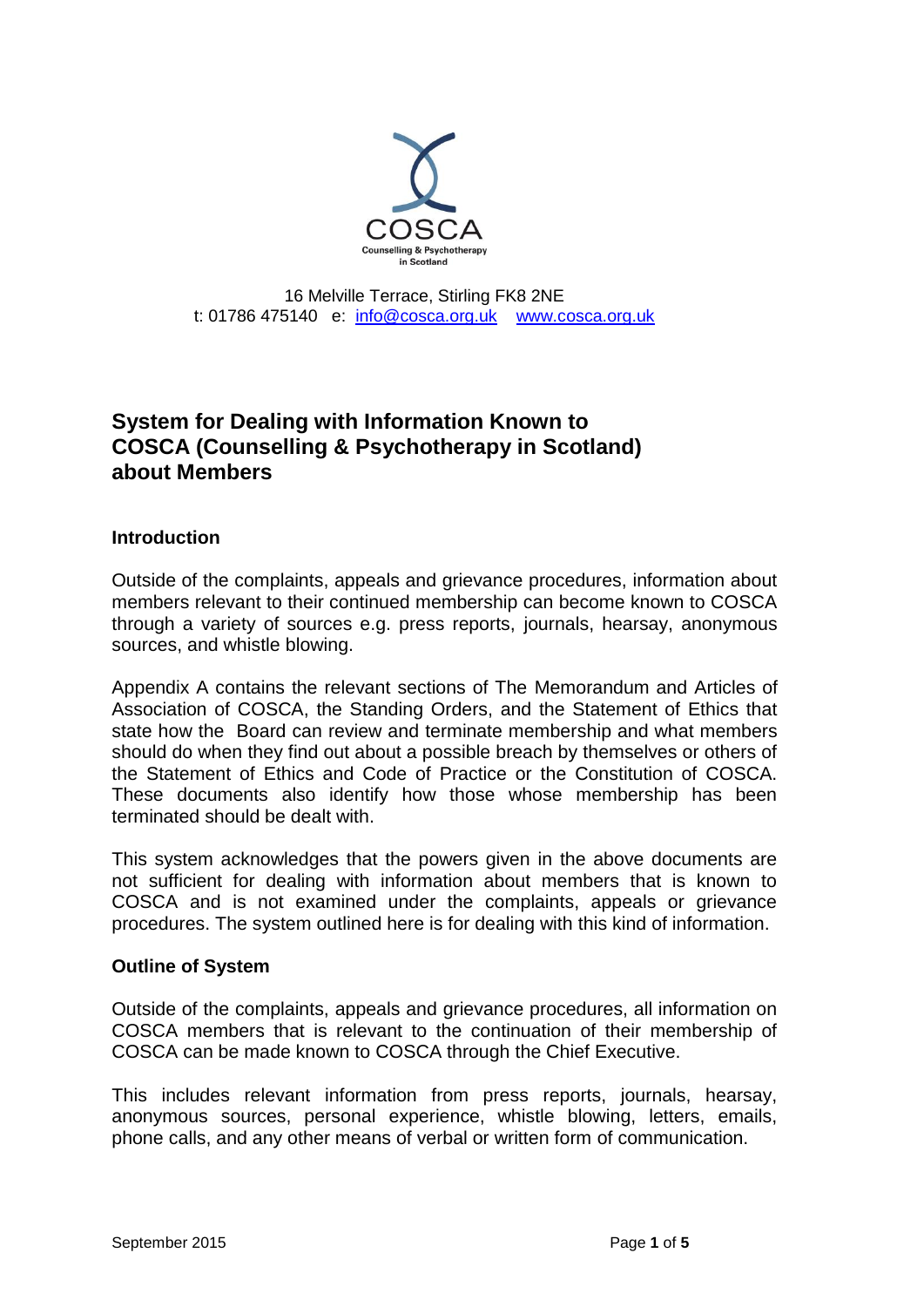COSCA
Counselling & Psychotherapy in Scotland

16 Melville Terrace, Stirling FK8 2NE
t: 01786 475140 e: info@cosca.org.uk www.cosca.org.uk

# System for Dealing with Information Known to COSCA (Counselling & Psychotherapy in Scotland) about Members

## Introduction

Outside of the complaints, appeals and grievance procedures, information about members relevant to their continued membership can become known to COSCA through a variety of sources e.g. press reports, journals, hearsay, anonymous sources, and whistle blowing.

Appendix A contains the relevant sections of The Memorandum and Articles of Association of COSCA, the Standing Orders, and the Statement of Ethics that state how the Board can review and terminate membership and what members should do when they find out about a possible breach by themselves or others of the Statement of Ethics and Code of Practice or the Constitution of COSCA. These documents also identify how those whose membership has been terminated should be dealt with.

This system acknowledges that the powers given in the above documents are not sufficient for dealing with information about members that is known to COSCA and is not examined under the complaints, appeals or grievance procedures. The system outlined here is for dealing with this kind of information.

## Outline of System

Outside of the complaints, appeals and grievance procedures, all information on COSCA members that is relevant to the continuation of their membership of COSCA can be made known to COSCA through the Chief Executive.

This includes relevant information from press reports, journals, hearsay, anonymous sources, personal experience, whistle blowing, letters, emails, phone calls, and any other means of verbal or written form of communication.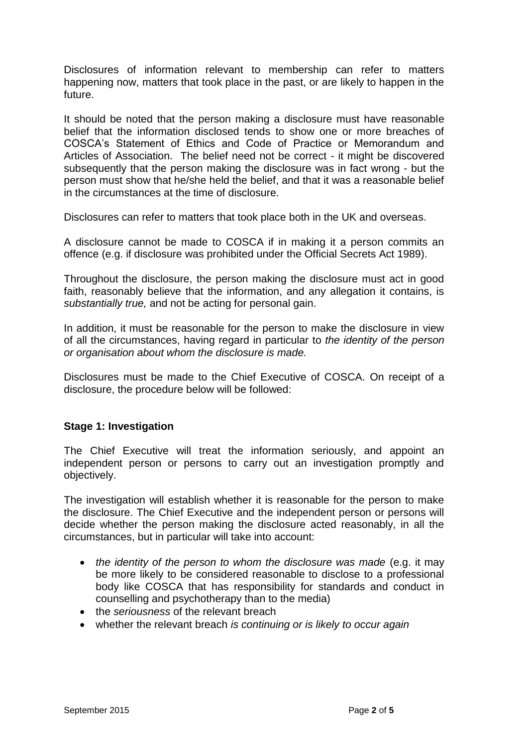Disclosures of information relevant to membership can refer to matters happening now, matters that took place in the past, or are likely to happen in the future.

It should be noted that the person making a disclosure must have reasonable belief that the information disclosed tends to show one or more breaches of COSCA's Statement of Ethics and Code of Practice or Memorandum and Articles of Association. The belief need not be correct - it might be discovered subsequently that the person making the disclosure was in fact wrong - but the person must show that he/she held the belief, and that it was a reasonable belief in the circumstances at the time of disclosure.

Disclosures can refer to matters that took place both in the UK and overseas.

A disclosure cannot be made to COSCA if in making it a person commits an offence (e.g. if disclosure was prohibited under the Official Secrets Act 1989).

Throughout the disclosure, the person making the disclosure must act in good faith, reasonably believe that the information, and any allegation it contains, is *substantially true,* and not be acting for personal gain.

In addition, it must be reasonable for the person to make the disclosure in view of all the circumstances, having regard in particular to *the identity of the person or organisation about whom the disclosure is made.*

Disclosures must be made to the Chief Executive of COSCA. On receipt of a disclosure, the procedure below will be followed:

**Stage 1: Investigation**

The Chief Executive will treat the information seriously, and appoint an independent person or persons to carry out an investigation promptly and objectively.

The investigation will establish whether it is reasonable for the person to make the disclosure. The Chief Executive and the independent person or persons will decide whether the person making the disclosure acted reasonably, in all the circumstances, but in particular will take into account:

- *the identity of the person to whom the disclosure was made* (e.g. it may be more likely to be considered reasonable to disclose to a professional body like COSCA that has responsibility for standards and conduct in counselling and psychotherapy than to the media)
- the *seriousness* of the relevant breach
- whether the relevant breach *is continuing or is likely to occur again*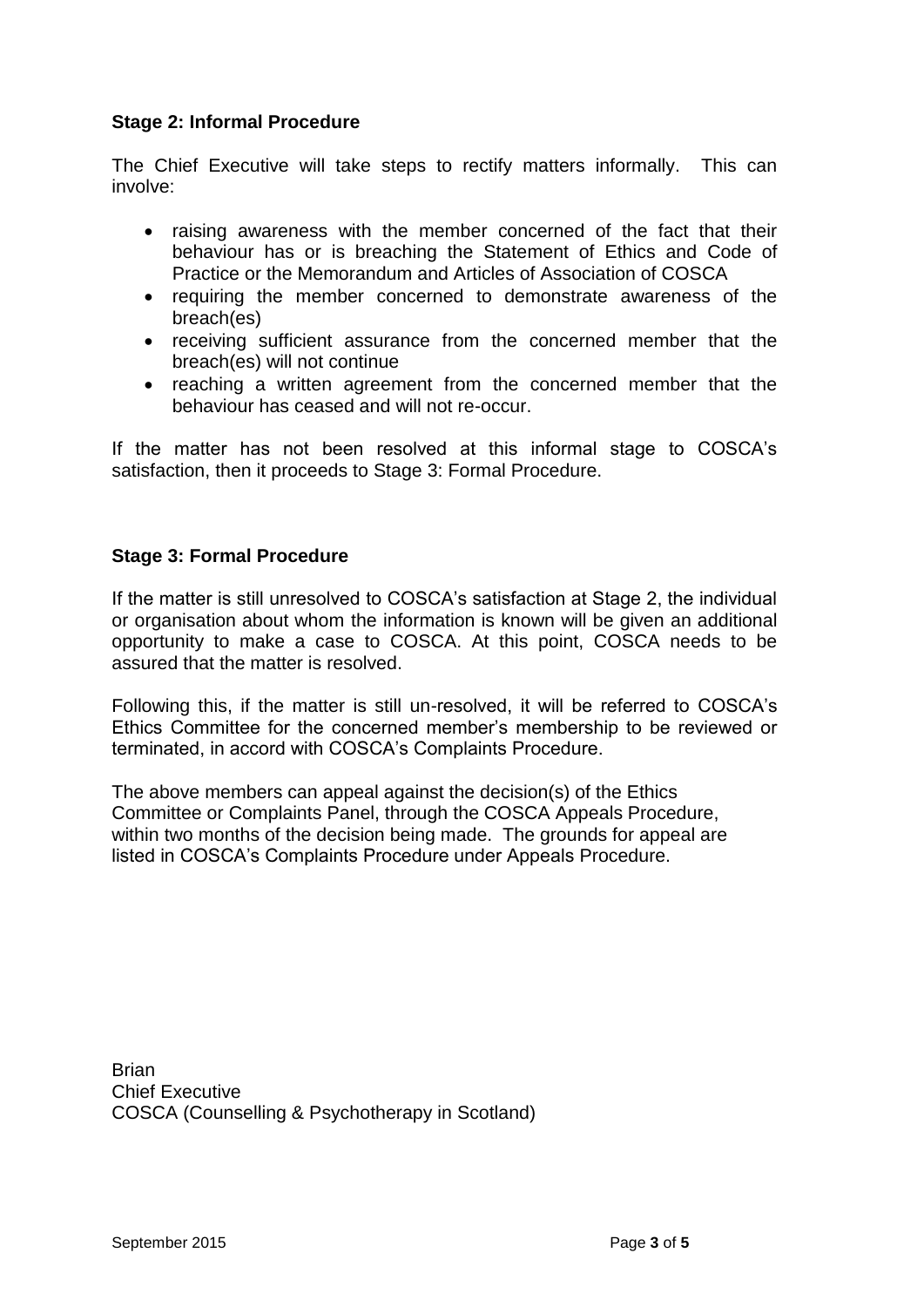### Stage 2: Informal Procedure

The Chief Executive will take steps to rectify matters informally. This can involve:

- raising awareness with the member concerned of the fact that their behaviour has or is breaching the Statement of Ethics and Code of Practice or the Memorandum and Articles of Association of COSCA
- requiring the member concerned to demonstrate awareness of the breach(es)
- receiving sufficient assurance from the concerned member that the breach(es) will not continue
- reaching a written agreement from the concerned member that the behaviour has ceased and will not re-occur.

If the matter has not been resolved at this informal stage to COSCA's satisfaction, then it proceeds to Stage 3: Formal Procedure.

### Stage 3: Formal Procedure

If the matter is still unresolved to COSCA's satisfaction at Stage 2, the individual or organisation about whom the information is known will be given an additional opportunity to make a case to COSCA. At this point, COSCA needs to be assured that the matter is resolved.

Following this, if the matter is still un-resolved, it will be referred to COSCA's Ethics Committee for the concerned member's membership to be reviewed or terminated, in accord with COSCA's Complaints Procedure.

The above members can appeal against the decision(s) of the Ethics Committee or Complaints Panel, through the COSCA Appeals Procedure, within two months of the decision being made. The grounds for appeal are listed in COSCA's Complaints Procedure under Appeals Procedure.

Brian
Chief Executive
COSCA (Counselling & Psychotherapy in Scotland)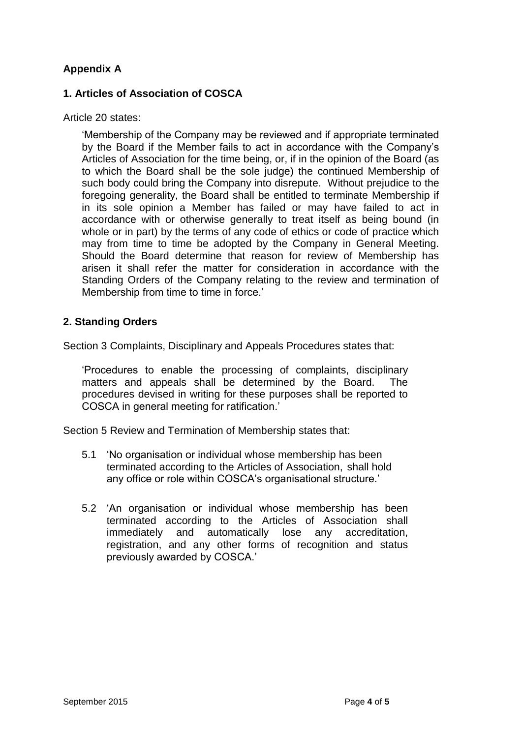## Appendix A

### 1. Articles of Association of COSCA

Article 20 states:

> 'Membership of the Company may be reviewed and if appropriate terminated by the Board if the Member fails to act in accordance with the Company's Articles of Association for the time being, or, if in the opinion of the Board (as to which the Board shall be the sole judge) the continued Membership of such body could bring the Company into disrepute. Without prejudice to the foregoing generality, the Board shall be entitled to terminate Membership if in its sole opinion a Member has failed or may have failed to act in accordance with or otherwise generally to treat itself as being bound (in whole or in part) by the terms of any code of ethics or code of practice which may from time to time be adopted by the Company in General Meeting. Should the Board determine that reason for review of Membership has arisen it shall refer the matter for consideration in accordance with the Standing Orders of the Company relating to the review and termination of Membership from time to time in force.'

### 2. Standing Orders

Section 3 Complaints, Disciplinary and Appeals Procedures states that:

> 'Procedures to enable the processing of complaints, disciplinary matters and appeals shall be determined by the Board. The procedures devised in writing for these purposes shall be reported to COSCA in general meeting for ratification.'

Section 5 Review and Termination of Membership states that:

5.1 'No organisation or individual whose membership has been terminated according to the Articles of Association, shall hold any office or role within COSCA's organisational structure.'

5.2 'An organisation or individual whose membership has been terminated according to the Articles of Association shall immediately and automatically lose any accreditation, registration, and any other forms of recognition and status previously awarded by COSCA.'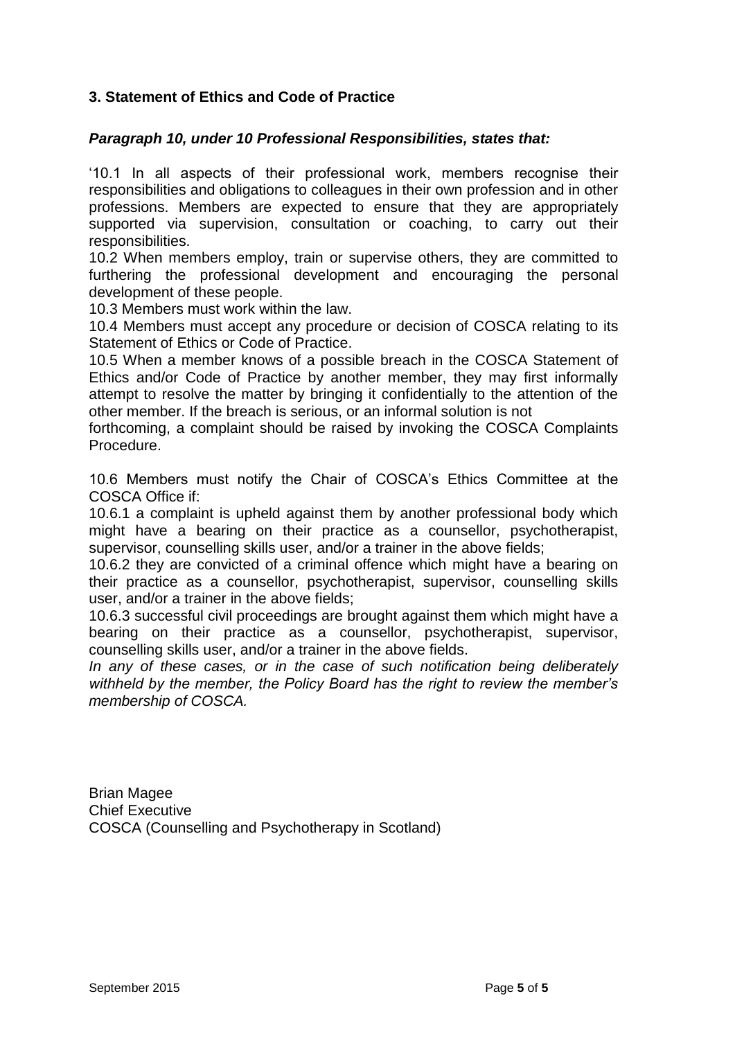### 3. Statement of Ethics and Code of Practice

***Paragraph 10, under 10 Professional Responsibilities, states that:***

'10.1 In all aspects of their professional work, members recognise their responsibilities and obligations to colleagues in their own profession and in other professions. Members are expected to ensure that they are appropriately supported via supervision, consultation or coaching, to carry out their responsibilities.
10.2 When members employ, train or supervise others, they are committed to furthering the professional development and encouraging the personal development of these people.
10.3 Members must work within the law.
10.4 Members must accept any procedure or decision of COSCA relating to its Statement of Ethics or Code of Practice.
10.5 When a member knows of a possible breach in the COSCA Statement of Ethics and/or Code of Practice by another member, they may first informally attempt to resolve the matter by bringing it confidentially to the attention of the other member. If the breach is serious, or an informal solution is not forthcoming, a complaint should be raised by invoking the COSCA Complaints Procedure.

10.6 Members must notify the Chair of COSCA's Ethics Committee at the COSCA Office if:
10.6.1 a complaint is upheld against them by another professional body which might have a bearing on their practice as a counsellor, psychotherapist, supervisor, counselling skills user, and/or a trainer in the above fields;
10.6.2 they are convicted of a criminal offence which might have a bearing on their practice as a counsellor, psychotherapist, supervisor, counselling skills user, and/or a trainer in the above fields;
10.6.3 successful civil proceedings are brought against them which might have a bearing on their practice as a counsellor, psychotherapist, supervisor, counselling skills user, and/or a trainer in the above fields.
*In any of these cases, or in the case of such notification being deliberately withheld by the member, the Policy Board has the right to review the member's membership of COSCA.*

Brian Magee
Chief Executive
COSCA (Counselling and Psychotherapy in Scotland)

September 2015